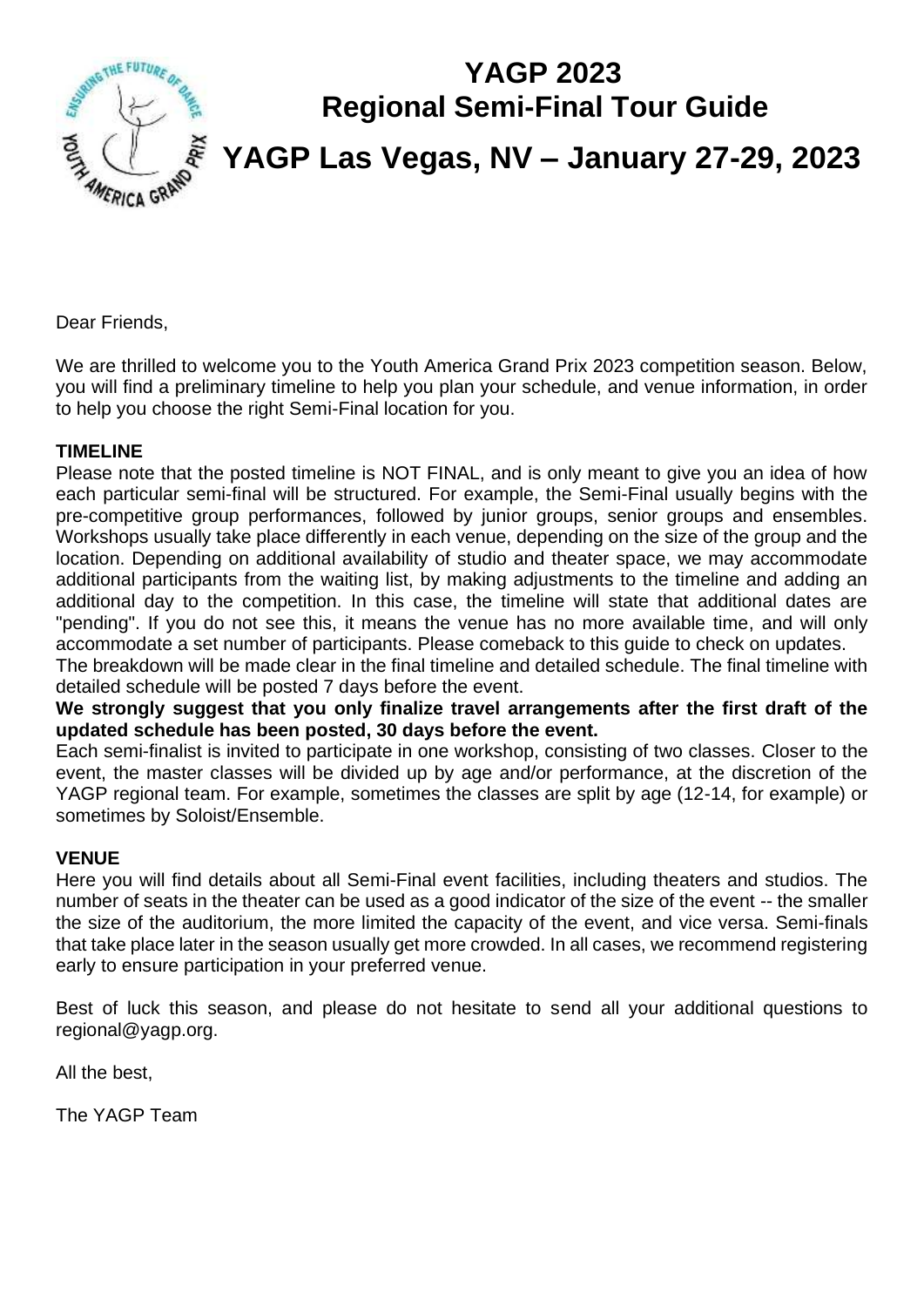# YAGP 2023
# Regional Semi-Final Tour Guide

## YAGP Las Vegas, NV – January 27-29, 2023

Dear Friends,

We are thrilled to welcome you to the Youth America Grand Prix 2023 competition season. Below, you will find a preliminary timeline to help you plan your schedule, and venue information, in order to help you choose the right Semi-Final location for you.

**TIMELINE**

Please note that the posted timeline is NOT FINAL, and is only meant to give you an idea of how each particular semi-final will be structured. For example, the Semi-Final usually begins with the pre-competitive group performances, followed by junior groups, senior groups and ensembles. Workshops usually take place differently in each venue, depending on the size of the group and the location. Depending on additional availability of studio and theater space, we may accommodate additional participants from the waiting list, by making adjustments to the timeline and adding an additional day to the competition. In this case, the timeline will state that additional dates are "pending". If you do not see this, it means the venue has no more available time, and will only accommodate a set number of participants. Please comeback to this guide to check on updates.

The breakdown will be made clear in the final timeline and detailed schedule. The final timeline with detailed schedule will be posted 7 days before the event.

**We strongly suggest that you only finalize travel arrangements after the first draft of the updated schedule has been posted, 30 days before the event.**

Each semi-finalist is invited to participate in one workshop, consisting of two classes. Closer to the event, the master classes will be divided up by age and/or performance, at the discretion of the YAGP regional team. For example, sometimes the classes are split by age (12-14, for example) or sometimes by Soloist/Ensemble.

**VENUE**

Here you will find details about all Semi-Final event facilities, including theaters and studios. The number of seats in the theater can be used as a good indicator of the size of the event -- the smaller the size of the auditorium, the more limited the capacity of the event, and vice versa. Semi-finals that take place later in the season usually get more crowded. In all cases, we recommend registering early to ensure participation in your preferred venue.

Best of luck this season, and please do not hesitate to send all your additional questions to regional@yagp.org.

All the best,

The YAGP Team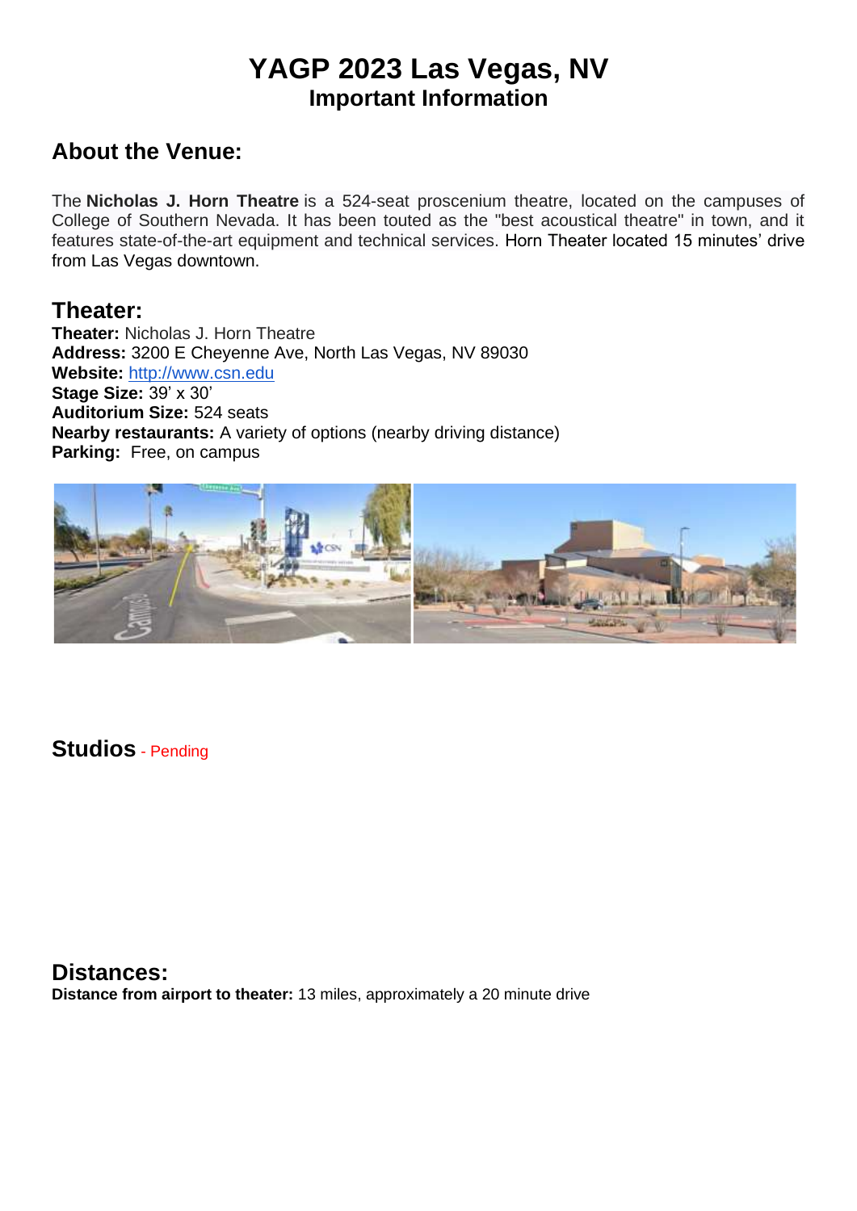# YAGP 2023 Las Vegas, NV
## Important Information

## About the Venue:

The **Nicholas J. Horn Theatre** is a 524-seat proscenium theatre, located on the campuses of College of Southern Nevada. It has been touted as the "best acoustical theatre" in town, and it features state-of-the-art equipment and technical services. Horn Theater located 15 minutes' drive from Las Vegas downtown.

## Theater:

**Theater:** Nicholas J. Horn Theatre
**Address:** 3200 E Cheyenne Ave, North Las Vegas, NV 89030
**Website:** http://www.csn.edu
**Stage Size:** 39' x 30'
**Auditorium Size:** 524 seats
**Nearby restaurants:** A variety of options (nearby driving distance)
**Parking:** Free, on campus

## Studios - Pending

## Distances:

**Distance from airport to theater:** 13 miles, approximately a 20 minute drive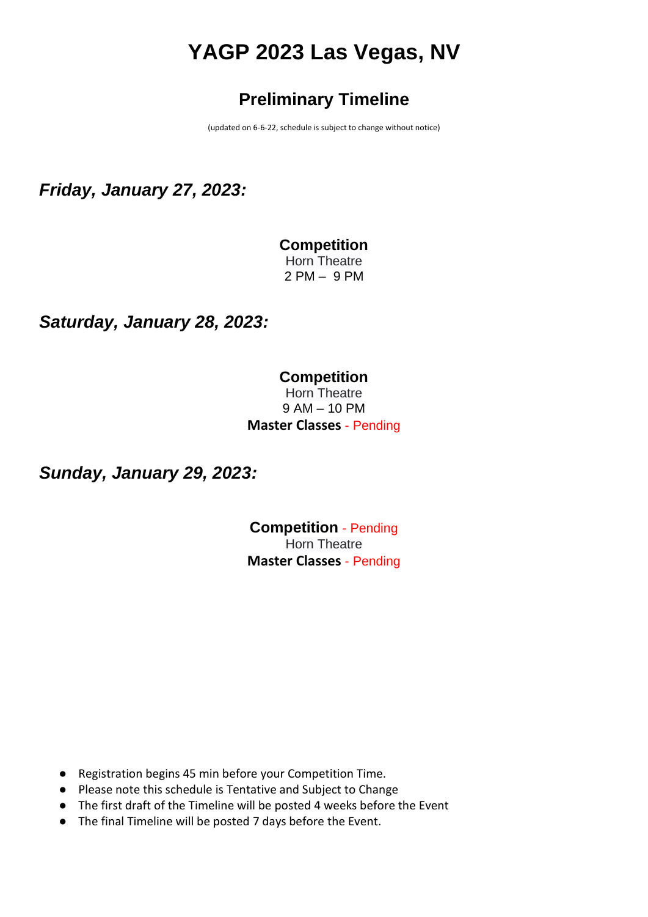# YAGP 2023 Las Vegas, NV

## Preliminary Timeline

(updated on 6-6-22, schedule is subject to change without notice)

***Friday, January 27, 2023:***

**Competition**
Horn Theatre
2 PM – 9 PM

***Saturday, January 28, 2023:***

**Competition**
Horn Theatre
9 AM – 10 PM
**Master Classes** - Pending

***Sunday, January 29, 2023:***

**Competition** - Pending
Horn Theatre
**Master Classes** - Pending

- Registration begins 45 min before your Competition Time.
- Please note this schedule is Tentative and Subject to Change
- The first draft of the Timeline will be posted 4 weeks before the Event
- The final Timeline will be posted 7 days before the Event.